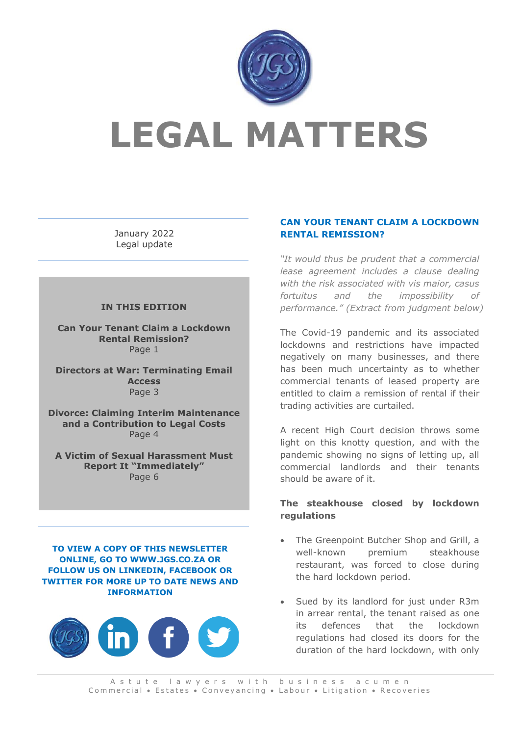# LEGAL MATTERS

January 2022
Legal update

**IN THIS EDITION**

**Can Your Tenant Claim a Lockdown Rental Remission?**
Page 1

**Directors at War: Terminating Email Access**
Page 3

**Divorce: Claiming Interim Maintenance and a Contribution to Legal Costs**
Page 4

**A Victim of Sexual Harassment Must Report It "Immediately"**
Page 6

**TO VIEW A COPY OF THIS NEWSLETTER ONLINE, GO TO WWW.JGS.CO.ZA OR FOLLOW US ON LINKEDIN, FACEBOOK OR TWITTER FOR MORE UP TO DATE NEWS AND INFORMATION**

## CAN YOUR TENANT CLAIM A LOCKDOWN RENTAL REMISSION?

*"It would thus be prudent that a commercial lease agreement includes a clause dealing with the risk associated with vis maior, casus fortuitus and the impossibility of performance." (Extract from judgment below)*

The Covid-19 pandemic and its associated lockdowns and restrictions have impacted negatively on many businesses, and there has been much uncertainty as to whether commercial tenants of leased property are entitled to claim a remission of rental if their trading activities are curtailed.

A recent High Court decision throws some light on this knotty question, and with the pandemic showing no signs of letting up, all commercial landlords and their tenants should be aware of it.

### The steakhouse closed by lockdown regulations

- The Greenpoint Butcher Shop and Grill, a well-known premium steakhouse restaurant, was forced to close during the hard lockdown period.
- Sued by its landlord for just under R3m in arrear rental, the tenant raised as one its defences that the lockdown regulations had closed its doors for the duration of the hard lockdown, with only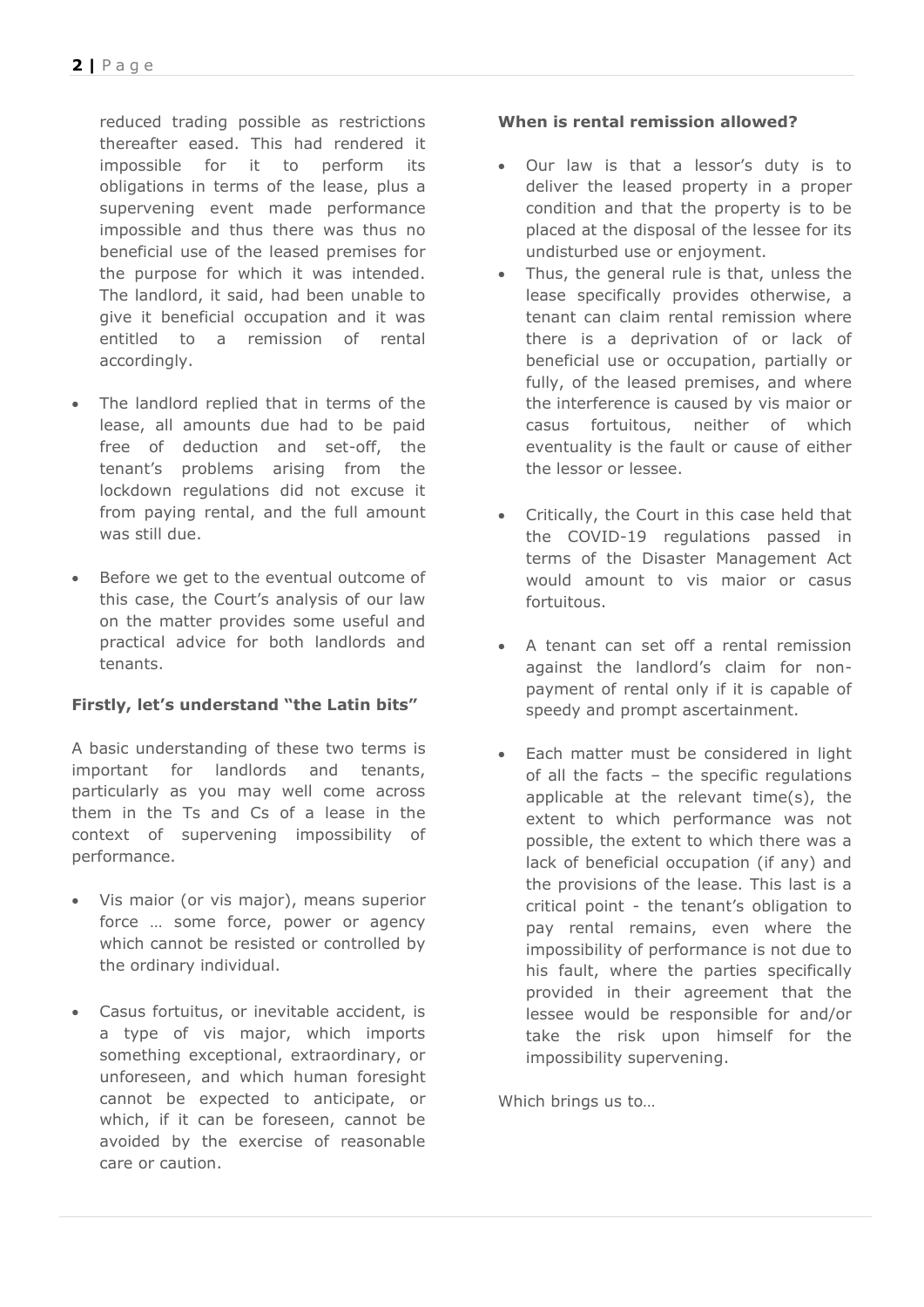reduced trading possible as restrictions thereafter eased. This had rendered it impossible for it to perform its obligations in terms of the lease, plus a supervening event made performance impossible and thus there was thus no beneficial use of the leased premises for the purpose for which it was intended. The landlord, it said, had been unable to give it beneficial occupation and it was entitled to a remission of rental accordingly.

- The landlord replied that in terms of the lease, all amounts due had to be paid free of deduction and set-off, the tenant's problems arising from the lockdown regulations did not excuse it from paying rental, and the full amount was still due.

- Before we get to the eventual outcome of this case, the Court's analysis of our law on the matter provides some useful and practical advice for both landlords and tenants.

**Firstly, let's understand "the Latin bits"**

A basic understanding of these two terms is important for landlords and tenants, particularly as you may well come across them in the Ts and Cs of a lease in the context of supervening impossibility of performance.

- Vis maior (or vis major), means superior force … some force, power or agency which cannot be resisted or controlled by the ordinary individual.

- Casus fortuitus, or inevitable accident, is a type of vis major, which imports something exceptional, extraordinary, or unforeseen, and which human foresight cannot be expected to anticipate, or which, if it can be foreseen, cannot be avoided by the exercise of reasonable care or caution.

**When is rental remission allowed?**

- Our law is that a lessor's duty is to deliver the leased property in a proper condition and that the property is to be placed at the disposal of the lessee for its undisturbed use or enjoyment.
- Thus, the general rule is that, unless the lease specifically provides otherwise, a tenant can claim rental remission where there is a deprivation of or lack of beneficial use or occupation, partially or fully, of the leased premises, and where the interference is caused by vis maior or casus fortuitous, neither of which eventuality is the fault or cause of either the lessor or lessee.

- Critically, the Court in this case held that the COVID-19 regulations passed in terms of the Disaster Management Act would amount to vis maior or casus fortuitous.

- A tenant can set off a rental remission against the landlord's claim for non-payment of rental only if it is capable of speedy and prompt ascertainment.

- Each matter must be considered in light of all the facts – the specific regulations applicable at the relevant time(s), the extent to which performance was not possible, the extent to which there was a lack of beneficial occupation (if any) and the provisions of the lease. This last is a critical point - the tenant's obligation to pay rental remains, even where the impossibility of performance is not due to his fault, where the parties specifically provided in their agreement that the lessee would be responsible for and/or take the risk upon himself for the impossibility supervening.

Which brings us to…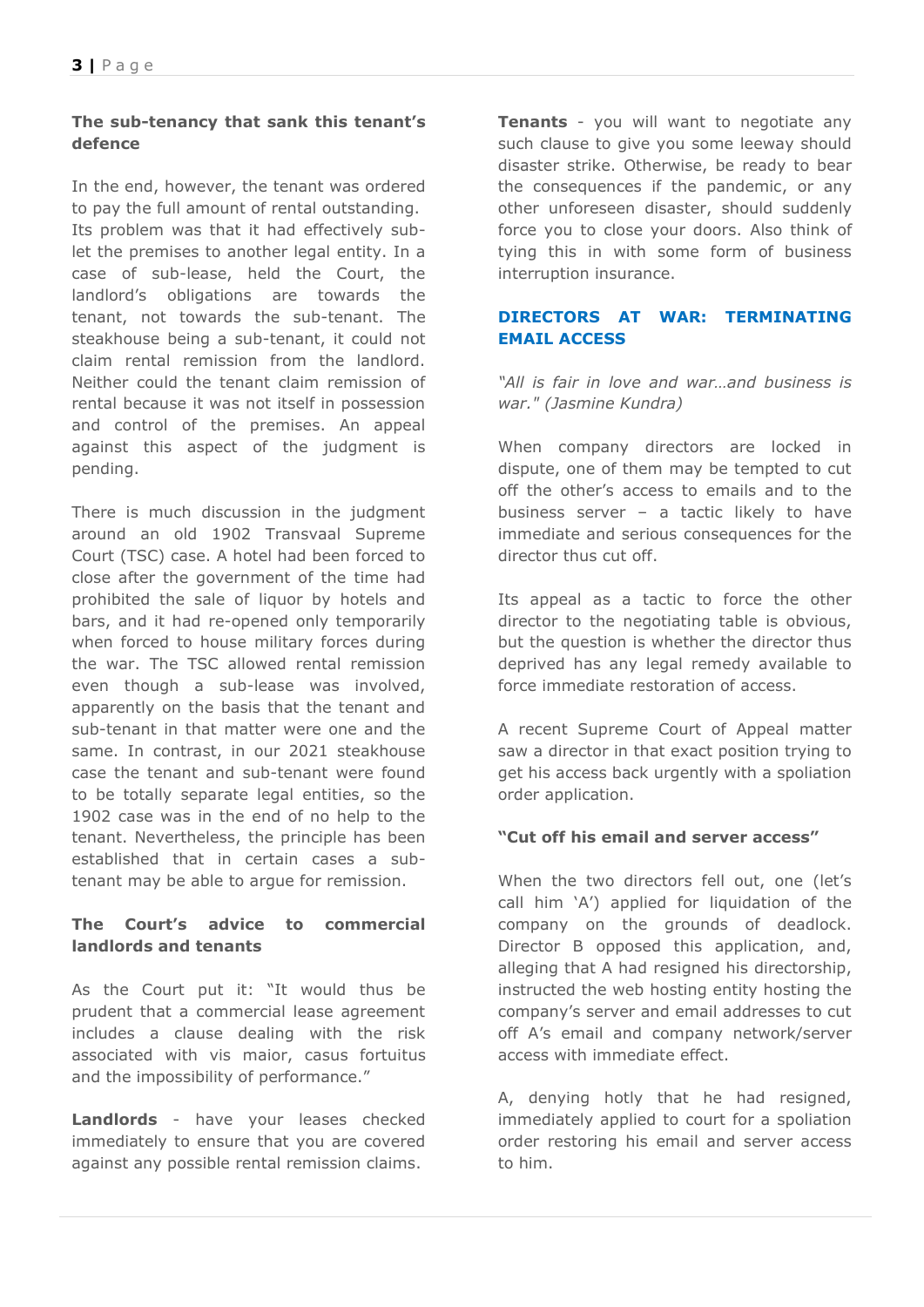### The sub-tenancy that sank this tenant's defence

In the end, however, the tenant was ordered to pay the full amount of rental outstanding. Its problem was that it had effectively sub-let the premises to another legal entity. In a case of sub-lease, held the Court, the landlord's obligations are towards the tenant, not towards the sub-tenant. The steakhouse being a sub-tenant, it could not claim rental remission from the landlord. Neither could the tenant claim remission of rental because it was not itself in possession and control of the premises. An appeal against this aspect of the judgment is pending.

There is much discussion in the judgment around an old 1902 Transvaal Supreme Court (TSC) case. A hotel had been forced to close after the government of the time had prohibited the sale of liquor by hotels and bars, and it had re-opened only temporarily when forced to house military forces during the war. The TSC allowed rental remission even though a sub-lease was involved, apparently on the basis that the tenant and sub-tenant in that matter were one and the same. In contrast, in our 2021 steakhouse case the tenant and sub-tenant were found to be totally separate legal entities, so the 1902 case was in the end of no help to the tenant. Nevertheless, the principle has been established that in certain cases a sub-tenant may be able to argue for remission.

### The Court's advice to commercial landlords and tenants

As the Court put it: "It would thus be prudent that a commercial lease agreement includes a clause dealing with the risk associated with vis maior, casus fortuitus and the impossibility of performance."

**Landlords** - have your leases checked immediately to ensure that you are covered against any possible rental remission claims.

**Tenants** - you will want to negotiate any such clause to give you some leeway should disaster strike. Otherwise, be ready to bear the consequences if the pandemic, or any other unforeseen disaster, should suddenly force you to close your doors. Also think of tying this in with some form of business interruption insurance.

## DIRECTORS AT WAR: TERMINATING EMAIL ACCESS

*"All is fair in love and war…and business is war." (Jasmine Kundra)*

When company directors are locked in dispute, one of them may be tempted to cut off the other's access to emails and to the business server – a tactic likely to have immediate and serious consequences for the director thus cut off.

Its appeal as a tactic to force the other director to the negotiating table is obvious, but the question is whether the director thus deprived has any legal remedy available to force immediate restoration of access.

A recent Supreme Court of Appeal matter saw a director in that exact position trying to get his access back urgently with a spoliation order application.

### "Cut off his email and server access"

When the two directors fell out, one (let's call him 'A') applied for liquidation of the company on the grounds of deadlock. Director B opposed this application, and, alleging that A had resigned his directorship, instructed the web hosting entity hosting the company's server and email addresses to cut off A's email and company network/server access with immediate effect.

A, denying hotly that he had resigned, immediately applied to court for a spoliation order restoring his email and server access to him.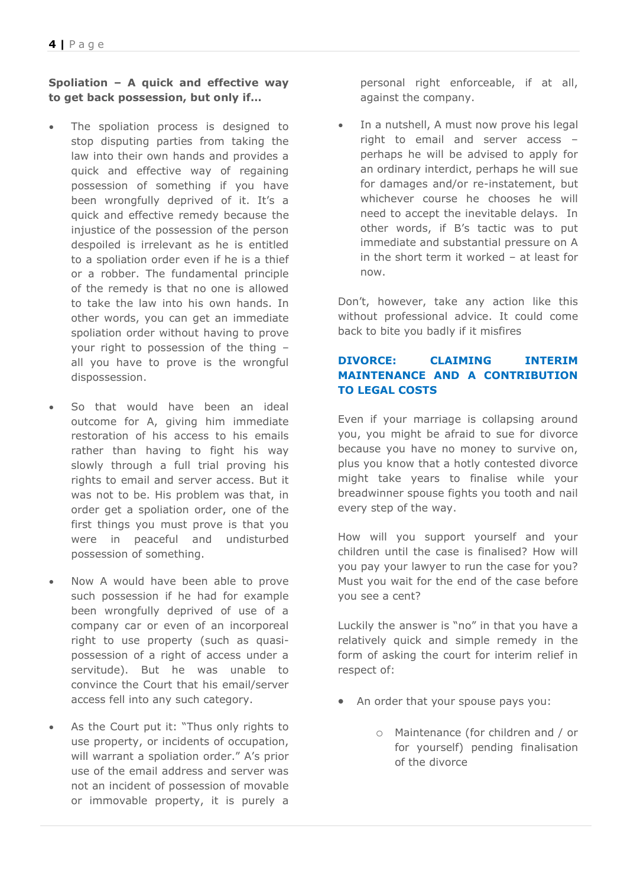**Spoliation – A quick and effective way to get back possession, but only if…**

- The spoliation process is designed to stop disputing parties from taking the law into their own hands and provides a quick and effective way of regaining possession of something if you have been wrongfully deprived of it. It's a quick and effective remedy because the injustice of the possession of the person despoiled is irrelevant as he is entitled to a spoliation order even if he is a thief or a robber. The fundamental principle of the remedy is that no one is allowed to take the law into his own hands. In other words, you can get an immediate spoliation order without having to prove your right to possession of the thing – all you have to prove is the wrongful dispossession.
- So that would have been an ideal outcome for A, giving him immediate restoration of his access to his emails rather than having to fight his way slowly through a full trial proving his rights to email and server access. But it was not to be. His problem was that, in order get a spoliation order, one of the first things you must prove is that you were in peaceful and undisturbed possession of something.
- Now A would have been able to prove such possession if he had for example been wrongfully deprived of use of a company car or even of an incorporeal right to use property (such as quasi-possession of a right of access under a servitude). But he was unable to convince the Court that his email/server access fell into any such category.
- As the Court put it: "Thus only rights to use property, or incidents of occupation, will warrant a spoliation order." A's prior use of the email address and server was not an incident of possession of movable or immovable property, it is purely a personal right enforceable, if at all, against the company.
- In a nutshell, A must now prove his legal right to email and server access – perhaps he will be advised to apply for an ordinary interdict, perhaps he will sue for damages and/or re-instatement, but whichever course he chooses he will need to accept the inevitable delays. In other words, if B's tactic was to put immediate and substantial pressure on A in the short term it worked – at least for now.

Don't, however, take any action like this without professional advice. It could come back to bite you badly if it misfires

## DIVORCE: CLAIMING INTERIM MAINTENANCE AND A CONTRIBUTION TO LEGAL COSTS

Even if your marriage is collapsing around you, you might be afraid to sue for divorce because you have no money to survive on, plus you know that a hotly contested divorce might take years to finalise while your breadwinner spouse fights you tooth and nail every step of the way.

How will you support yourself and your children until the case is finalised? How will you pay your lawyer to run the case for you? Must you wait for the end of the case before you see a cent?

Luckily the answer is "no" in that you have a relatively quick and simple remedy in the form of asking the court for interim relief in respect of:

- An order that your spouse pays you:
  - Maintenance (for children and / or for yourself) pending finalisation of the divorce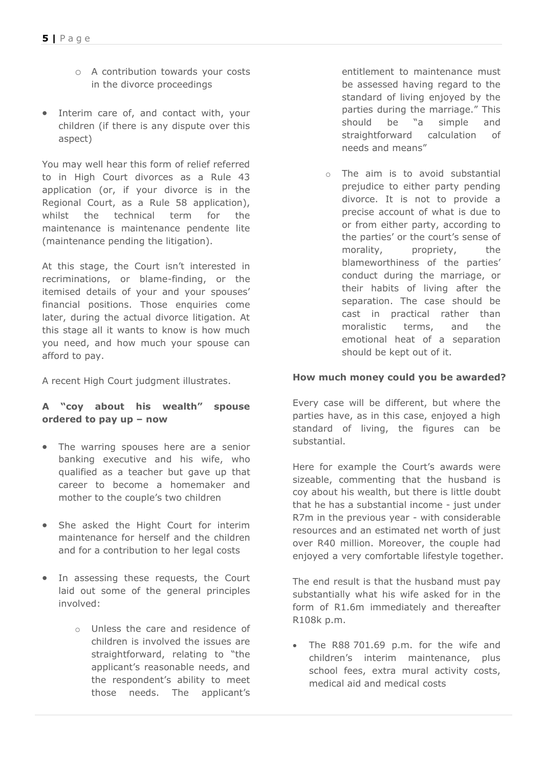- A contribution towards your costs in the divorce proceedings

- Interim care of, and contact with, your children (if there is any dispute over this aspect)

You may well hear this form of relief referred to in High Court divorces as a Rule 43 application (or, if your divorce is in the Regional Court, as a Rule 58 application), whilst the technical term for the maintenance is maintenance pendente lite (maintenance pending the litigation).

At this stage, the Court isn't interested in recriminations, or blame-finding, or the itemised details of your and your spouses' financial positions. Those enquiries come later, during the actual divorce litigation. At this stage all it wants to know is how much you need, and how much your spouse can afford to pay.

A recent High Court judgment illustrates.

**A "coy about his wealth" spouse ordered to pay up – now**

- The warring spouses here are a senior banking executive and his wife, who qualified as a teacher but gave up that career to become a homemaker and mother to the couple's two children

- She asked the Hight Court for interim maintenance for herself and the children and for a contribution to her legal costs

- In assessing these requests, the Court laid out some of the general principles involved:

  - Unless the care and residence of children is involved the issues are straightforward, relating to "the applicant's reasonable needs, and the respondent's ability to meet those needs. The applicant's entitlement to maintenance must be assessed having regard to the standard of living enjoyed by the parties during the marriage." This should be "a simple and straightforward calculation of needs and means"

  - The aim is to avoid substantial prejudice to either party pending divorce. It is not to provide a precise account of what is due to or from either party, according to the parties' or the court's sense of morality, propriety, the blameworthiness of the parties' conduct during the marriage, or their habits of living after the separation. The case should be cast in practical rather than moralistic terms, and the emotional heat of a separation should be kept out of it.

**How much money could you be awarded?**

Every case will be different, but where the parties have, as in this case, enjoyed a high standard of living, the figures can be substantial.

Here for example the Court's awards were sizeable, commenting that the husband is coy about his wealth, but there is little doubt that he has a substantial income - just under R7m in the previous year - with considerable resources and an estimated net worth of just over R40 million. Moreover, the couple had enjoyed a very comfortable lifestyle together.

The end result is that the husband must pay substantially what his wife asked for in the form of R1.6m immediately and thereafter R108k p.m.

- The R88 701.69 p.m. for the wife and children's interim maintenance, plus school fees, extra mural activity costs, medical aid and medical costs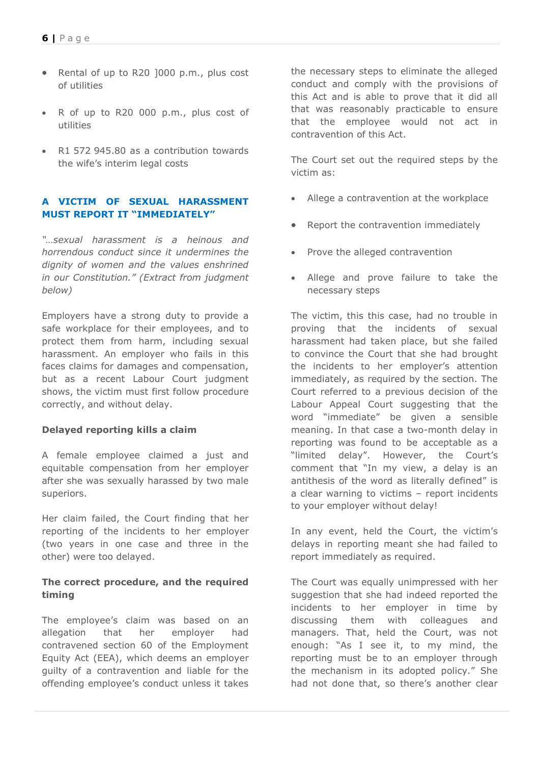- Rental of up to R20 ]000 p.m., plus cost of utilities
- R of up to R20 000 p.m., plus cost of utilities
- R1 572 945.80 as a contribution towards the wife's interim legal costs

## A VICTIM OF SEXUAL HARASSMENT MUST REPORT IT "IMMEDIATELY"

*"…sexual harassment is a heinous and horrendous conduct since it undermines the dignity of women and the values enshrined in our Constitution." (Extract from judgment below)*

Employers have a strong duty to provide a safe workplace for their employees, and to protect them from harm, including sexual harassment. An employer who fails in this faces claims for damages and compensation, but as a recent Labour Court judgment shows, the victim must first follow procedure correctly, and without delay.

### Delayed reporting kills a claim

A female employee claimed a just and equitable compensation from her employer after she was sexually harassed by two male superiors.

Her claim failed, the Court finding that her reporting of the incidents to her employer (two years in one case and three in the other) were too delayed.

### The correct procedure, and the required timing

The employee's claim was based on an allegation that her employer had contravened section 60 of the Employment Equity Act (EEA), which deems an employer guilty of a contravention and liable for the offending employee's conduct unless it takes the necessary steps to eliminate the alleged conduct and comply with the provisions of this Act and is able to prove that it did all that was reasonably practicable to ensure that the employee would not act in contravention of this Act.

The Court set out the required steps by the victim as:

- Allege a contravention at the workplace
- Report the contravention immediately
- Prove the alleged contravention
- Allege and prove failure to take the necessary steps

The victim, this this case, had no trouble in proving that the incidents of sexual harassment had taken place, but she failed to convince the Court that she had brought the incidents to her employer's attention immediately, as required by the section. The Court referred to a previous decision of the Labour Appeal Court suggesting that the word "immediate" be given a sensible meaning. In that case a two-month delay in reporting was found to be acceptable as a "limited delay". However, the Court's comment that "In my view, a delay is an antithesis of the word as literally defined" is a clear warning to victims – report incidents to your employer without delay!

In any event, held the Court, the victim's delays in reporting meant she had failed to report immediately as required.

The Court was equally unimpressed with her suggestion that she had indeed reported the incidents to her employer in time by discussing them with colleagues and managers. That, held the Court, was not enough: "As I see it, to my mind, the reporting must be to an employer through the mechanism in its adopted policy." She had not done that, so there's another clear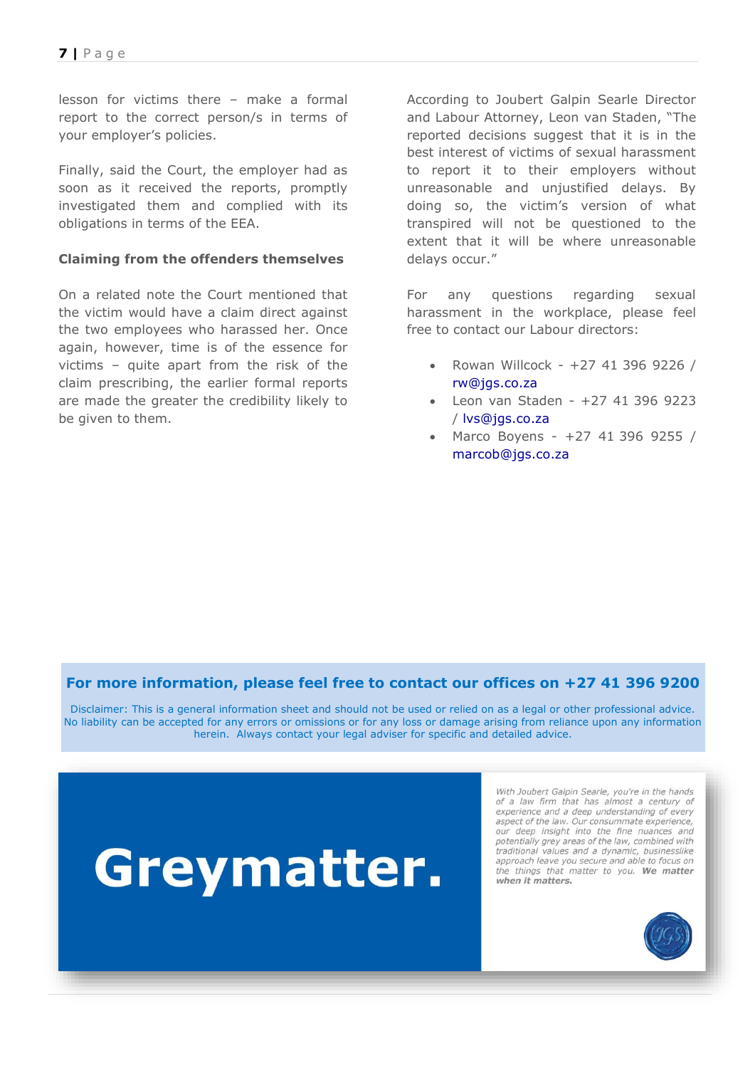lesson for victims there – make a formal report to the correct person/s in terms of your employer's policies.

Finally, said the Court, the employer had as soon as it received the reports, promptly investigated them and complied with its obligations in terms of the EEA.

**Claiming from the offenders themselves**

On a related note the Court mentioned that the victim would have a claim direct against the two employees who harassed her. Once again, however, time is of the essence for victims – quite apart from the risk of the claim prescribing, the earlier formal reports are made the greater the credibility likely to be given to them.

According to Joubert Galpin Searle Director and Labour Attorney, Leon van Staden, "The reported decisions suggest that it is in the best interest of victims of sexual harassment to report it to their employers without unreasonable and unjustified delays. By doing so, the victim's version of what transpired will not be questioned to the extent that it will be where unreasonable delays occur."

For any questions regarding sexual harassment in the workplace, please feel free to contact our Labour directors:

- Rowan Willcock - +27 41 396 9226 / rw@jgs.co.za
- Leon van Staden - +27 41 396 9223 / lvs@jgs.co.za
- Marco Boyens - +27 41 396 9255 / marcob@jgs.co.za

**For more information, please feel free to contact our offices on +27 41 396 9200**

Disclaimer: This is a general information sheet and should not be used or relied on as a legal or other professional advice. No liability can be accepted for any errors or omissions or for any loss or damage arising from reliance upon any information herein. Always contact your legal adviser for specific and detailed advice.

**Greymatter.**

*With Joubert Galpin Searle, you're in the hands of a law firm that has almost a century of experience and a deep understanding of every aspect of the law. Our consummate experience, our deep insight into the fine nuances and potentially grey areas of the law, combined with traditional values and a dynamic, businesslike approach leave you secure and able to focus on the things that matter to you.* ***We matter when it matters.***